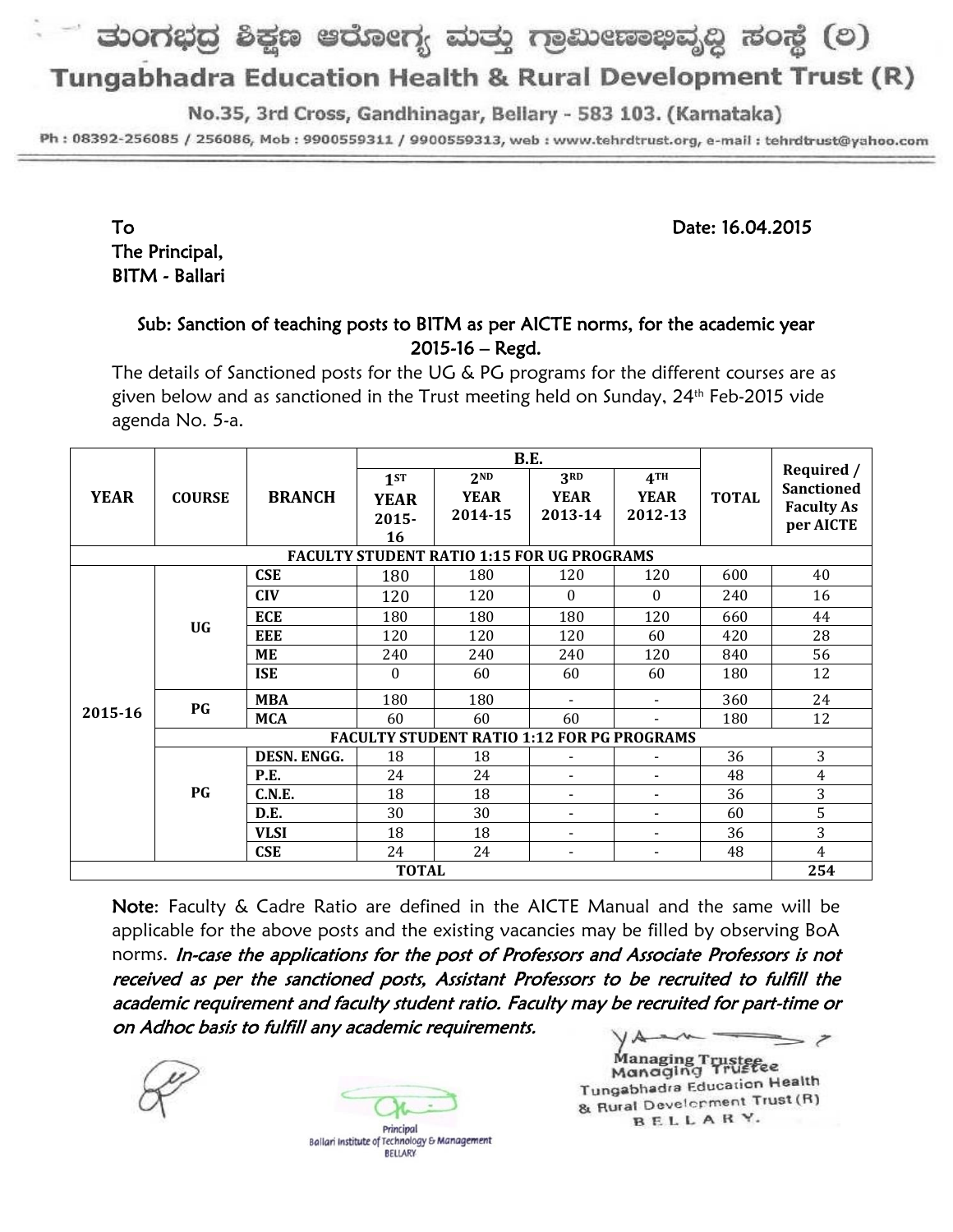# ತುಂಗಭದ್ರ ಶಿಕ್ಷಣ ಆರೋಗ್ಯ ಮತ್ತು ಗ್ರಾಮೀಣಾಭಿವೃದ್ಧಿ ಸಂಸ್ಥೆ (ರಿ)

# Tungabhadra Education Health & Rural Development Trust (R)

No.35, 3rd Cross, Gandhinagar, Bellary - 583 103. (Karnataka)

Ph : 08392-256085 / 256086, Mob : 9900559311 / 9900559313, web : www.tehrdtrust.org, e-mail : tehrdtrust@yahoo.com

---

To
The Principal,
BITM - Ballari

Date: 16.04.2015

**Sub: Sanction of teaching posts to BITM as per AICTE norms, for the academic year 2015-16 – Regd.**

The details of Sanctioned posts for the UG & PG programs for the different courses are as given below and as sanctioned in the Trust meeting held on Sunday, 24th Feb-2015 vide agenda No. 5-a.

| YEAR | COURSE | BRANCH | B.E. 1ST YEAR 2015-16 | 2ND YEAR 2014-15 | 3RD YEAR 2013-14 | 4TH YEAR 2012-13 | TOTAL | Required / Sanctioned Faculty As per AICTE |
|---|---|---|---|---|---|---|---|---|
| **FACULTY STUDENT RATIO 1:15 FOR UG PROGRAMS** | | | | | | | | |
| 2015-16 | UG | CSE | 180 | 180 | 120 | 120 | 600 | 40 |
| | | CIV | 120 | 120 | 0 | 0 | 240 | 16 |
| | | ECE | 180 | 180 | 180 | 120 | 660 | 44 |
| | | EEE | 120 | 120 | 120 | 60 | 420 | 28 |
| | | ME | 240 | 240 | 240 | 120 | 840 | 56 |
| | | ISE | 0 | 60 | 60 | 60 | 180 | 12 |
| | PG | MBA | 180 | 180 | - | - | 360 | 24 |
| | | MCA | 60 | 60 | 60 | - | 180 | 12 |
| **FACULTY STUDENT RATIO 1:12 FOR PG PROGRAMS** | | | | | | | | |
| | PG | DESN. ENGG. | 18 | 18 | - | - | 36 | 3 |
| | | P.E. | 24 | 24 | - | - | 48 | 4 |
| | | C.N.E. | 18 | 18 | - | - | 36 | 3 |
| | | D.E. | 30 | 30 | - | - | 60 | 5 |
| | | VLSI | 18 | 18 | - | - | 36 | 3 |
| | | CSE | 24 | 24 | - | - | 48 | 4 |
| **TOTAL** | | | | | | | | **254** |

**Note**: Faculty & Cadre Ratio are defined in the AICTE Manual and the same will be applicable for the above posts and the existing vacancies may be filled by observing BoA norms. *In-case the applications for the post of Professors and Associate Professors is not received as per the sanctioned posts, Assistant Professors to be recruited to fulfill the academic requirement and faculty student ratio. Faculty may be recruited for part-time or on Adhoc basis to fulfill any academic requirements.*

Principal
Ballari Institute of Technology & Management
BELLARY

Managing Trustee
Tungabhadra Education Health
& Rural Development Trust (R)
BELLARY.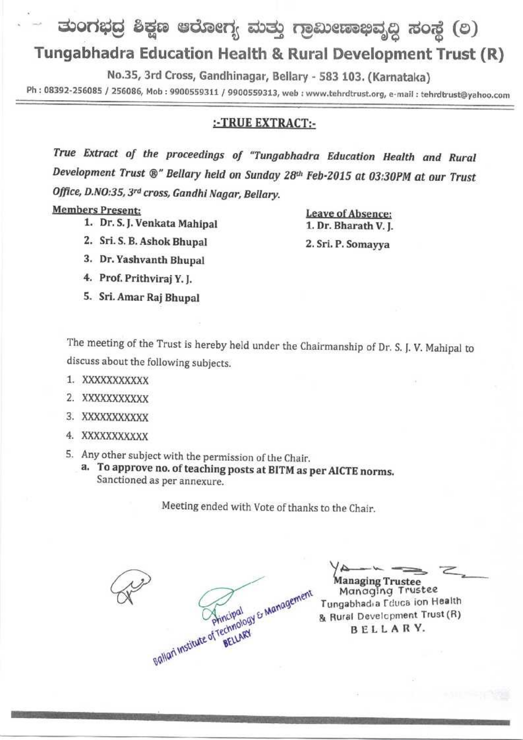# ತುಂಗಭದ್ರ ಶಿಕ್ಷಣ ಆರೋಗ್ಯ ಮತ್ತು ಗ್ರಾಮೀಣಾಭಿವೃದ್ಧಿ ಸಂಸ್ಥೆ (ರಿ)

# Tungabhadra Education Health & Rural Development Trust (R)

No.35, 3rd Cross, Gandhinagar, Bellary - 583 103. (Karnataka)

Ph : 08392-256085 / 256086, Mob : 9900559311 / 9900559313, web : www.tehrdtrust.org, e-mail : tehrdtrust@yahoo.com

## :-TRUE EXTRACT:-

*True Extract of the proceedings of "Tungabhadra Education Health and Rural Development Trust ®" Bellary held on Sunday 28th Feb-2015 at 03:30PM at our Trust Office, D.NO:35, 3rd cross, Gandhi Nagar, Bellary.*

**Members Present:**

1. **Dr. S. J. Venkata Mahipal**
2. **Sri. S. B. Ashok Bhupal**
3. **Dr. Yashvanth Bhupal**
4. **Prof. Prithviraj Y. J.**
5. **Sri. Amar Raj Bhupal**

**Leave of Absence:**

1. **Dr. Bharath V. J.**
2. **Sri. P. Somayya**

The meeting of the Trust is hereby held under the Chairmanship of Dr. S. J. V. Mahipal to discuss about the following subjects.

1. XXXXXXXXXXX
2. XXXXXXXXXXX
3. XXXXXXXXXXX
4. XXXXXXXXXXX
5. Any other subject with the permission of the Chair.
   a. **To approve no. of teaching posts at BITM as per AICTE norms.**
   Sanctioned as per annexure.

Meeting ended with Vote of thanks to the Chair.

Principal
Ballari Institute of Technology & Management
BELLARY

**Managing Trustee**
Managing Trustee
Tungabhadra Education Health
& Rural Development Trust (R)
BELLARY.